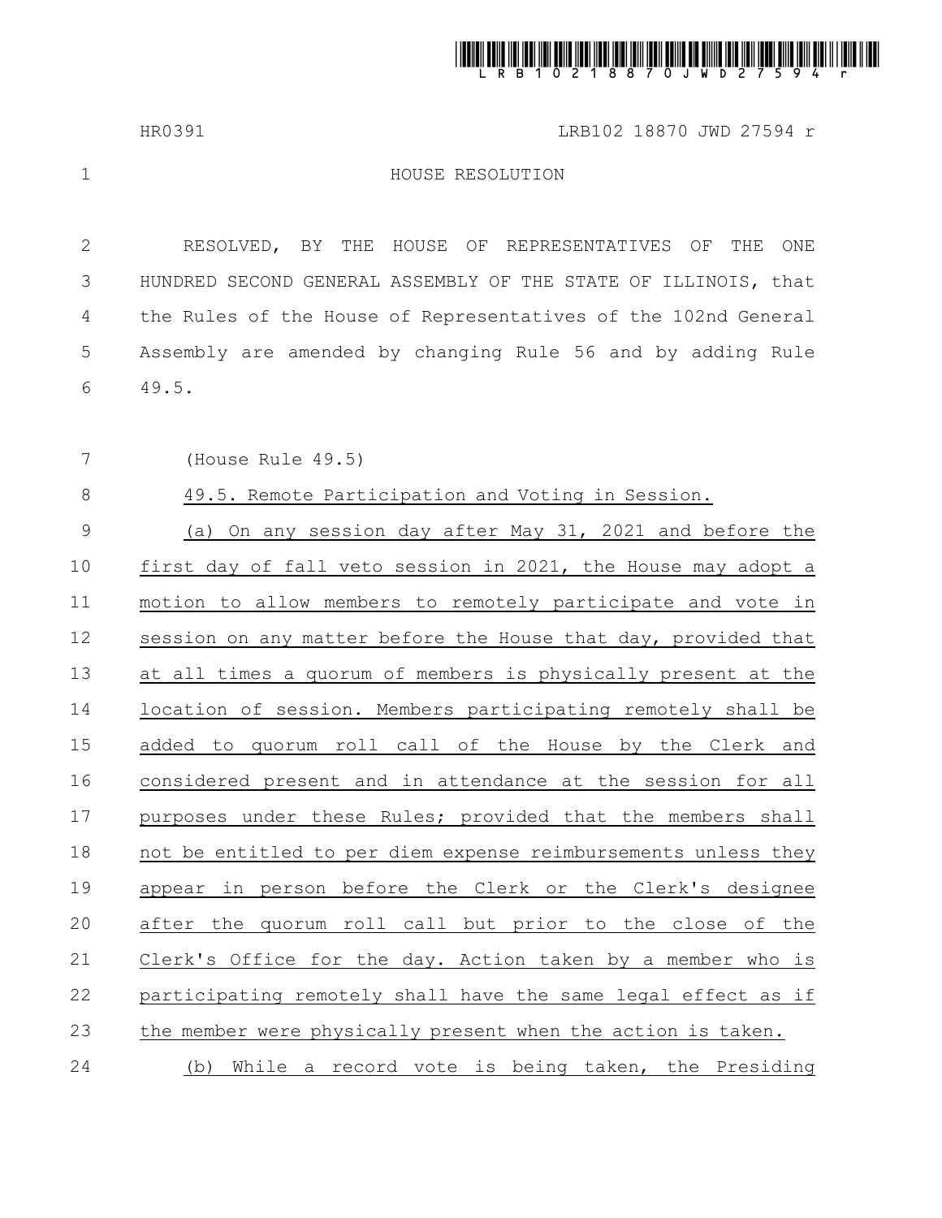HR0391 LRB102 18870 JWD 27594 r

HOUSE RESOLUTION

RESOLVED, BY THE HOUSE OF REPRESENTATIVES OF THE ONE HUNDRED SECOND GENERAL ASSEMBLY OF THE STATE OF ILLINOIS, that the Rules of the House of Representatives of the 102nd General Assembly are amended by changing Rule 56 and by adding Rule 49.5.

(House Rule 49.5)

49.5. Remote Participation and Voting in Session.

(a) On any session day after May 31, 2021 and before the first day of fall veto session in 2021, the House may adopt a motion to allow members to remotely participate and vote in session on any matter before the House that day, provided that at all times a quorum of members is physically present at the location of session. Members participating remotely shall be added to quorum roll call of the House by the Clerk and considered present and in attendance at the session for all purposes under these Rules; provided that the members shall not be entitled to per diem expense reimbursements unless they appear in person before the Clerk or the Clerk's designee after the quorum roll call but prior to the close of the Clerk's Office for the day. Action taken by a member who is participating remotely shall have the same legal effect as if the member were physically present when the action is taken.

(b) While a record vote is being taken, the Presiding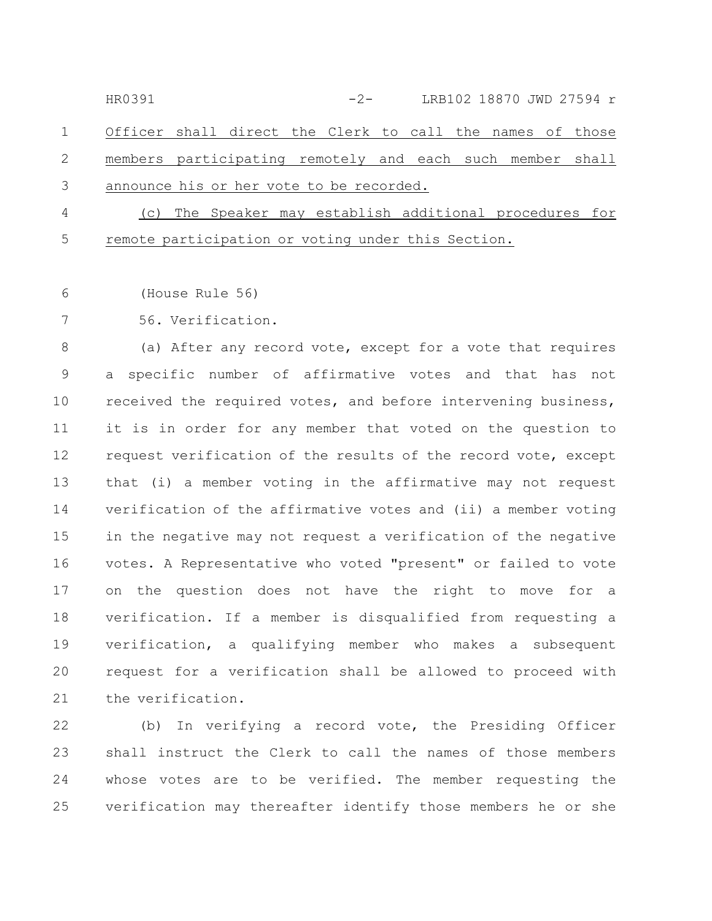<u>Officer shall direct the Clerk to call the names of those members participating remotely and each such member shall announce his or her vote to be recorded.</u>

<u>(c) The Speaker may establish additional procedures for remote participation or voting under this Section.</u>

(House Rule 56)

56. Verification.

(a) After any record vote, except for a vote that requires a specific number of affirmative votes and that has not received the required votes, and before intervening business, it is in order for any member that voted on the question to request verification of the results of the record vote, except that (i) a member voting in the affirmative may not request verification of the affirmative votes and (ii) a member voting in the negative may not request a verification of the negative votes. A Representative who voted "present" or failed to vote on the question does not have the right to move for a verification. If a member is disqualified from requesting a verification, a qualifying member who makes a subsequent request for a verification shall be allowed to proceed with the verification.

(b) In verifying a record vote, the Presiding Officer shall instruct the Clerk to call the names of those members whose votes are to be verified. The member requesting the verification may thereafter identify those members he or she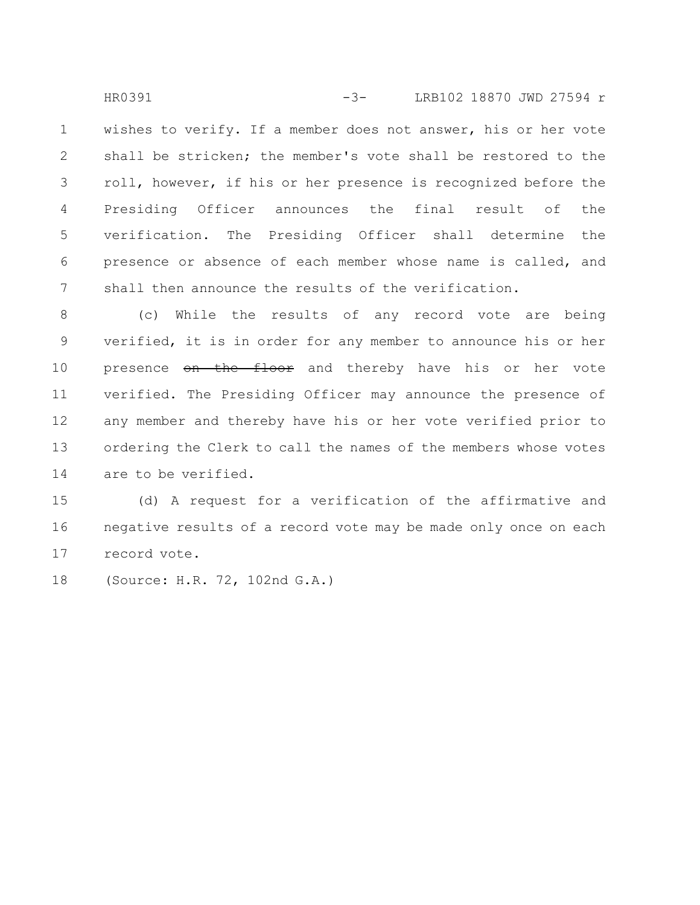wishes to verify. If a member does not answer, his or her vote shall be stricken; the member's vote shall be restored to the roll, however, if his or her presence is recognized before the Presiding Officer announces the final result of the verification. The Presiding Officer shall determine the presence or absence of each member whose name is called, and shall then announce the results of the verification.

(c) While the results of any record vote are being verified, it is in order for any member to announce his or her presence ~~on the floor~~ and thereby have his or her vote verified. The Presiding Officer may announce the presence of any member and thereby have his or her vote verified prior to ordering the Clerk to call the names of the members whose votes are to be verified.

(d) A request for a verification of the affirmative and negative results of a record vote may be made only once on each record vote.

(Source: H.R. 72, 102nd G.A.)